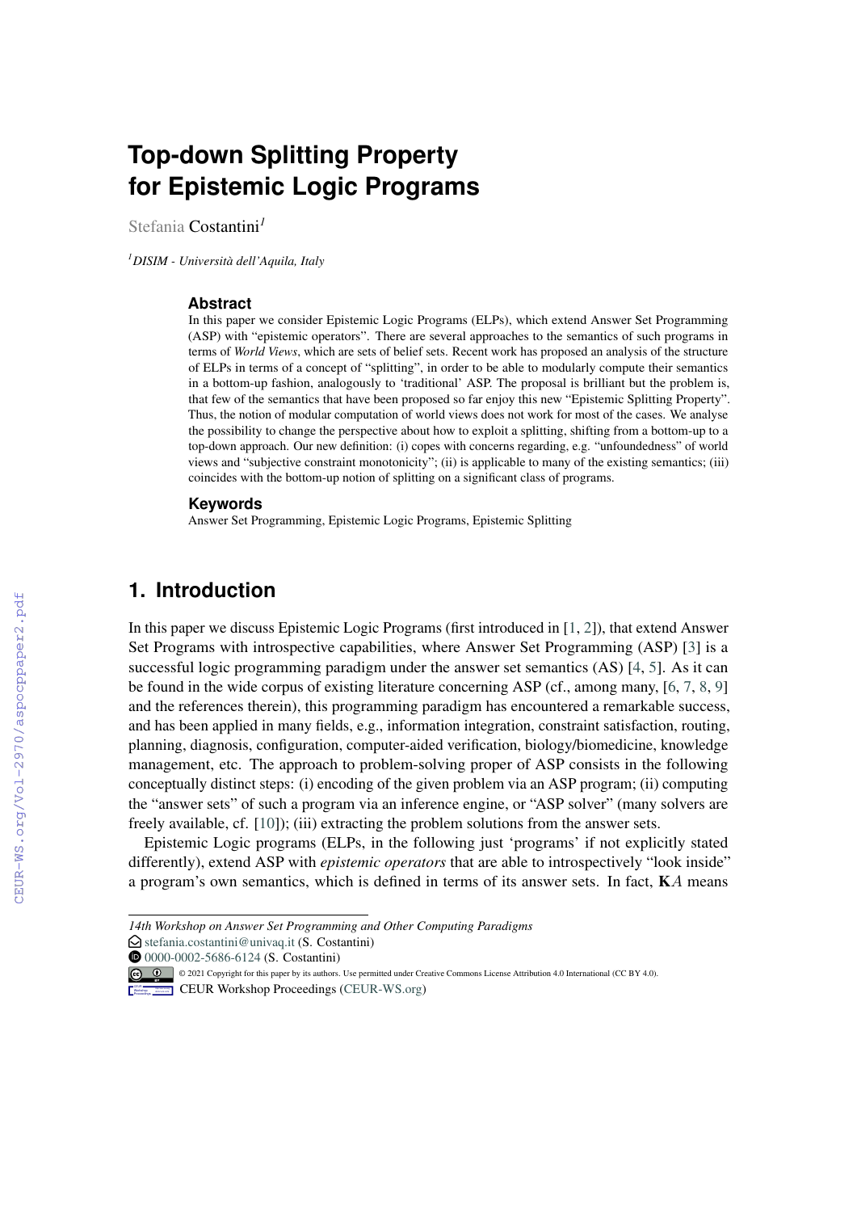# Top-down Splitting Property for Epistemic Logic Programs

Stefania Costantini[1]

[1] *DISIM - Università dell'Aquila, Italy*

### Abstract

In this paper we consider Epistemic Logic Programs (ELPs), which extend Answer Set Programming (ASP) with "epistemic operators". There are several approaches to the semantics of such programs in terms of *World Views*, which are sets of belief sets. Recent work has proposed an analysis of the structure of ELPs in terms of a concept of "splitting", in order to be able to modularly compute their semantics in a bottom-up fashion, analogously to 'traditional' ASP. The proposal is brilliant but the problem is, that few of the semantics that have been proposed so far enjoy this new "Epistemic Splitting Property". Thus, the notion of modular computation of world views does not work for most of the cases. We analyse the possibility to change the perspective about how to exploit a splitting, shifting from a bottom-up to a top-down approach. Our new definition: (i) copes with concerns regarding, e.g. "unfoundedness" of world views and "subjective constraint monotonicity"; (ii) is applicable to many of the existing semantics; (iii) coincides with the bottom-up notion of splitting on a significant class of programs.

### Keywords

Answer Set Programming, Epistemic Logic Programs, Epistemic Splitting

## 1. Introduction

In this paper we discuss Epistemic Logic Programs (first introduced in [1, 2]), that extend Answer Set Programs with introspective capabilities, where Answer Set Programming (ASP) [3] is a successful logic programming paradigm under the answer set semantics (AS) [4, 5]. As it can be found in the wide corpus of existing literature concerning ASP (cf., among many, [6, 7, 8, 9] and the references therein), this programming paradigm has encountered a remarkable success, and has been applied in many fields, e.g., information integration, constraint satisfaction, routing, planning, diagnosis, configuration, computer-aided verification, biology/biomedicine, knowledge management, etc. The approach to problem-solving proper of ASP consists in the following conceptually distinct steps: (i) encoding of the given problem via an ASP program; (ii) computing the "answer sets" of such a program via an inference engine, or "ASP solver" (many solvers are freely available, cf. [10]); (iii) extracting the problem solutions from the answer sets.

Epistemic Logic programs (ELPs, in the following just 'programs' if not explicitly stated differently), extend ASP with *epistemic operators* that are able to introspectively "look inside" a program's own semantics, which is defined in terms of its answer sets. In fact, $\mathbf{K}A$ means

---

*14th Workshop on Answer Set Programming and Other Computing Paradigms*

stefania.costantini@univaq.it (S. Costantini)

0000-0002-5686-6124 (S. Costantini)

© 2021 Copyright for this paper by its authors. Use permitted under Creative Commons License Attribution 4.0 International (CC BY 4.0).

CEUR Workshop Proceedings (CEUR-WS.org)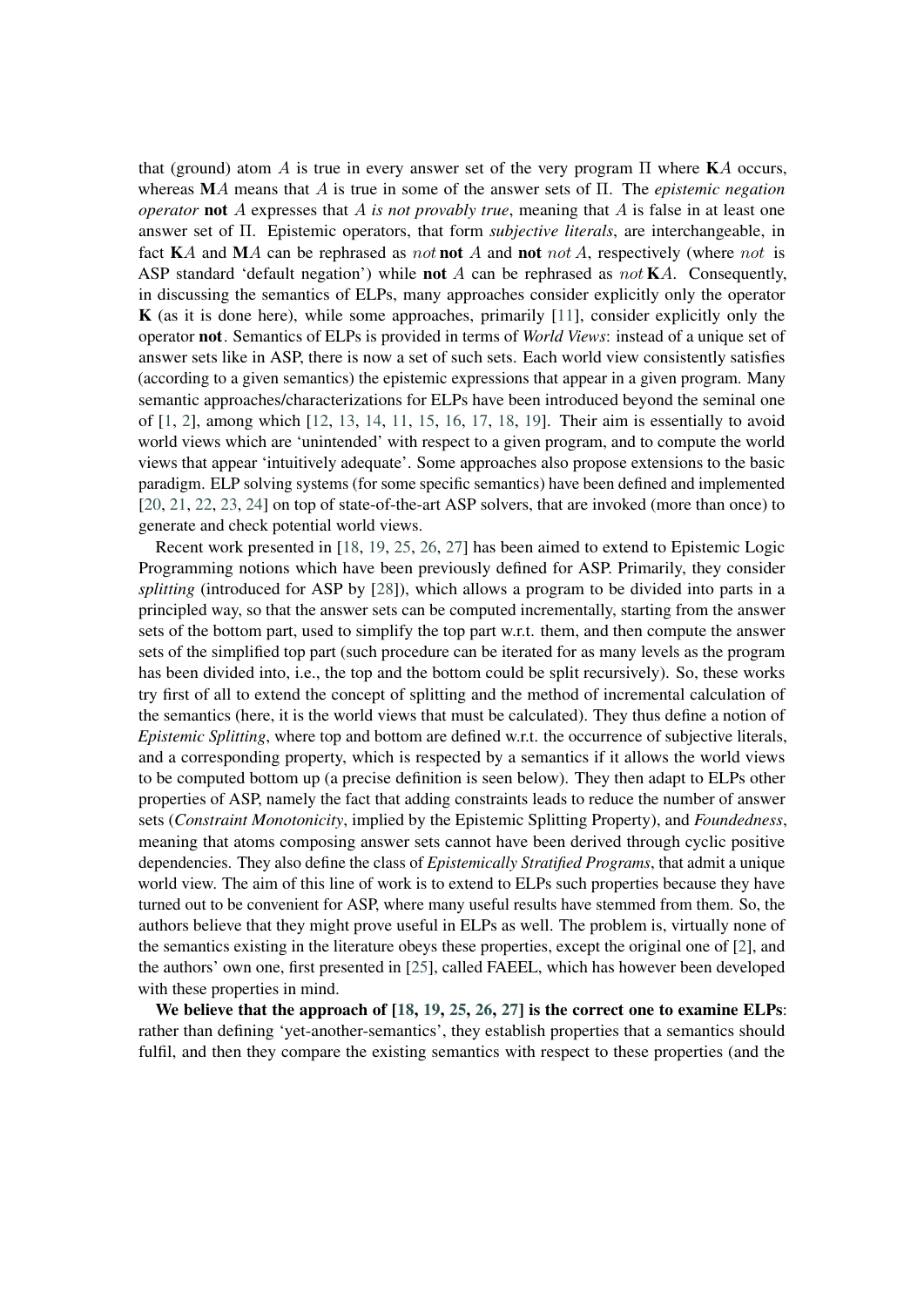that (ground) atom $A$ is true in every answer set of the very program $\Pi$ where $\mathbf{K}A$ occurs, whereas $\mathbf{M}A$ means that $A$ is true in some of the answer sets of $\Pi$. The *epistemic negation operator* **not** $A$ expresses that $A$ *is not provably true*, meaning that $A$ is false in at least one answer set of $\Pi$. Epistemic operators, that form *subjective literals*, are interchangeable, in fact $\mathbf{K}A$ and $\mathbf{M}A$ can be rephrased as $not$ **not** $A$ and **not** $not\,A$, respectively (where $not$ is ASP standard 'default negation') while **not** $A$ can be rephrased as $not\,\mathbf{K}A$. Consequently, in discussing the semantics of ELPs, many approaches consider explicitly only the operator $\mathbf{K}$ (as it is done here), while some approaches, primarily [11], consider explicitly only the operator **not**. Semantics of ELPs is provided in terms of *World Views*: instead of a unique set of answer sets like in ASP, there is now a set of such sets. Each world view consistently satisfies (according to a given semantics) the epistemic expressions that appear in a given program. Many semantic approaches/characterizations for ELPs have been introduced beyond the seminal one of [1, 2], among which [12, 13, 14, 11, 15, 16, 17, 18, 19]. Their aim is essentially to avoid world views which are 'unintended' with respect to a given program, and to compute the world views that appear 'intuitively adequate'. Some approaches also propose extensions to the basic paradigm. ELP solving systems (for some specific semantics) have been defined and implemented [20, 21, 22, 23, 24] on top of state-of-the-art ASP solvers, that are invoked (more than once) to generate and check potential world views.

Recent work presented in [18, 19, 25, 26, 27] has been aimed to extend to Epistemic Logic Programming notions which have been previously defined for ASP. Primarily, they consider *splitting* (introduced for ASP by [28]), which allows a program to be divided into parts in a principled way, so that the answer sets can be computed incrementally, starting from the answer sets of the bottom part, used to simplify the top part w.r.t. them, and then compute the answer sets of the simplified top part (such procedure can be iterated for as many levels as the program has been divided into, i.e., the top and the bottom could be split recursively). So, these works try first of all to extend the concept of splitting and the method of incremental calculation of the semantics (here, it is the world views that must be calculated). They thus define a notion of *Epistemic Splitting*, where top and bottom are defined w.r.t. the occurrence of subjective literals, and a corresponding property, which is respected by a semantics if it allows the world views to be computed bottom up (a precise definition is seen below). They then adapt to ELPs other properties of ASP, namely the fact that adding constraints leads to reduce the number of answer sets (*Constraint Monotonicity*, implied by the Epistemic Splitting Property), and *Foundedness*, meaning that atoms composing answer sets cannot have been derived through cyclic positive dependencies. They also define the class of *Epistemically Stratified Programs*, that admit a unique world view. The aim of this line of work is to extend to ELPs such properties because they have turned out to be convenient for ASP, where many useful results have stemmed from them. So, the authors believe that they might prove useful in ELPs as well. The problem is, virtually none of the semantics existing in the literature obeys these properties, except the original one of [2], and the authors' own one, first presented in [25], called FAEEL, which has however been developed with these properties in mind.

**We believe that the approach of [18, 19, 25, 26, 27] is the correct one to examine ELPs**: rather than defining 'yet-another-semantics', they establish properties that a semantics should fulfil, and then they compare the existing semantics with respect to these properties (and the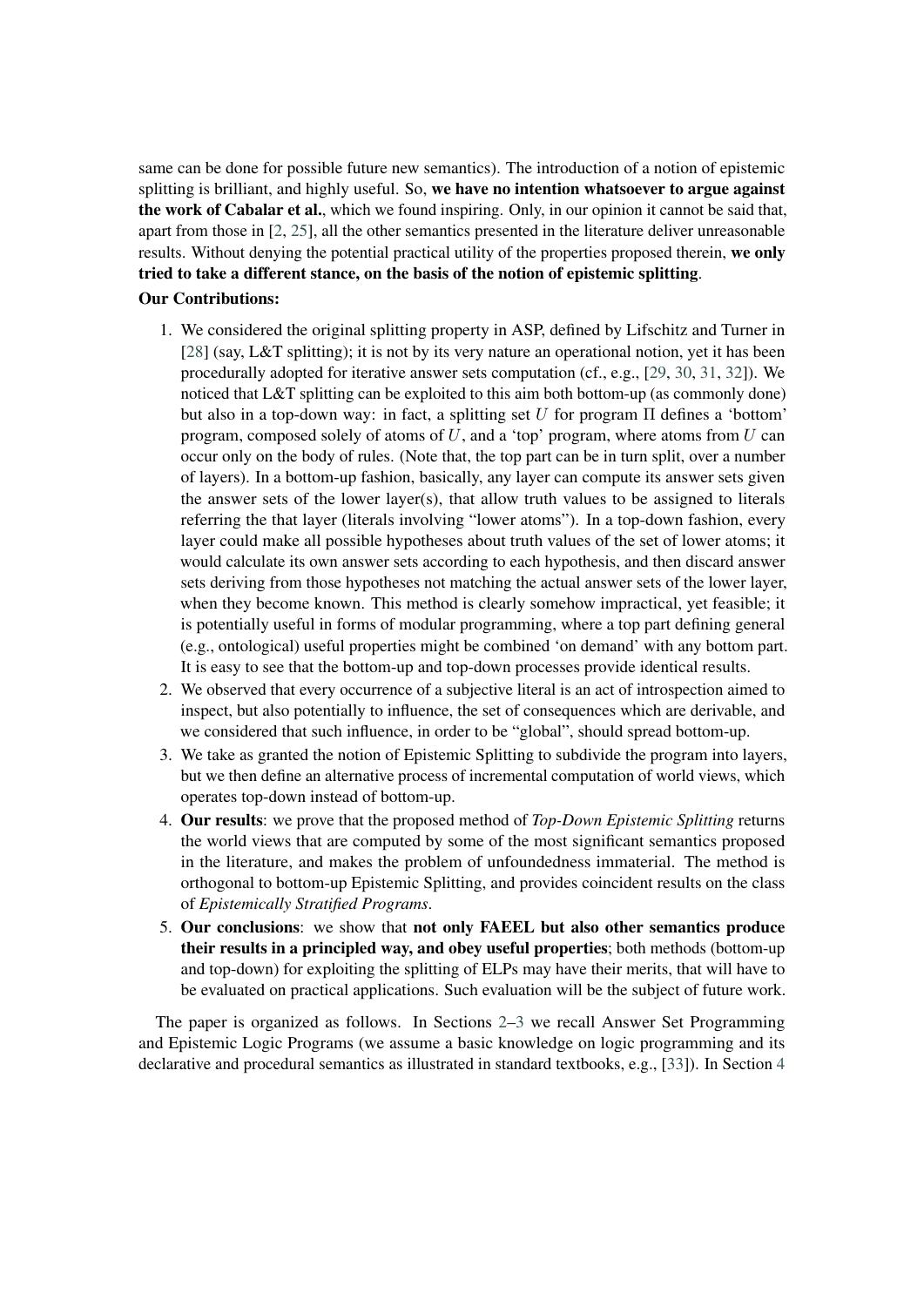same can be done for possible future new semantics). The introduction of a notion of epistemic splitting is brilliant, and highly useful. So, **we have no intention whatsoever to argue against the work of Cabalar et al.**, which we found inspiring. Only, in our opinion it cannot be said that, apart from those in [2, 25], all the other semantics presented in the literature deliver unreasonable results. Without denying the potential practical utility of the properties proposed therein, **we only tried to take a different stance, on the basis of the notion of epistemic splitting**.

**Our Contributions:**

1. We considered the original splitting property in ASP, defined by Lifschitz and Turner in [28] (say, L&T splitting); it is not by its very nature an operational notion, yet it has been procedurally adopted for iterative answer sets computation (cf., e.g., [29, 30, 31, 32]). We noticed that L&T splitting can be exploited to this aim both bottom-up (as commonly done) but also in a top-down way: in fact, a splitting set $U$ for program $\Pi$ defines a 'bottom' program, composed solely of atoms of $U$, and a 'top' program, where atoms from $U$ can occur only on the body of rules. (Note that, the top part can be in turn split, over a number of layers). In a bottom-up fashion, basically, any layer can compute its answer sets given the answer sets of the lower layer(s), that allow truth values to be assigned to literals referring the that layer (literals involving "lower atoms"). In a top-down fashion, every layer could make all possible hypotheses about truth values of the set of lower atoms; it would calculate its own answer sets according to each hypothesis, and then discard answer sets deriving from those hypotheses not matching the actual answer sets of the lower layer, when they become known. This method is clearly somehow impractical, yet feasible; it is potentially useful in forms of modular programming, where a top part defining general (e.g., ontological) useful properties might be combined 'on demand' with any bottom part. It is easy to see that the bottom-up and top-down processes provide identical results.
2. We observed that every occurrence of a subjective literal is an act of introspection aimed to inspect, but also potentially to influence, the set of consequences which are derivable, and we considered that such influence, in order to be "global", should spread bottom-up.
3. We take as granted the notion of Epistemic Splitting to subdivide the program into layers, but we then define an alternative process of incremental computation of world views, which operates top-down instead of bottom-up.
4. **Our results**: we prove that the proposed method of *Top-Down Epistemic Splitting* returns the world views that are computed by some of the most significant semantics proposed in the literature, and makes the problem of unfoundedness immaterial. The method is orthogonal to bottom-up Epistemic Splitting, and provides coincident results on the class of *Epistemically Stratified Programs*.
5. **Our conclusions**: we show that **not only FAEEL but also other semantics produce their results in a principled way, and obey useful properties**; both methods (bottom-up and top-down) for exploiting the splitting of ELPs may have their merits, that will have to be evaluated on practical applications. Such evaluation will be the subject of future work.

The paper is organized as follows. In Sections 2–3 we recall Answer Set Programming and Epistemic Logic Programs (we assume a basic knowledge on logic programming and its declarative and procedural semantics as illustrated in standard textbooks, e.g., [33]). In Section 4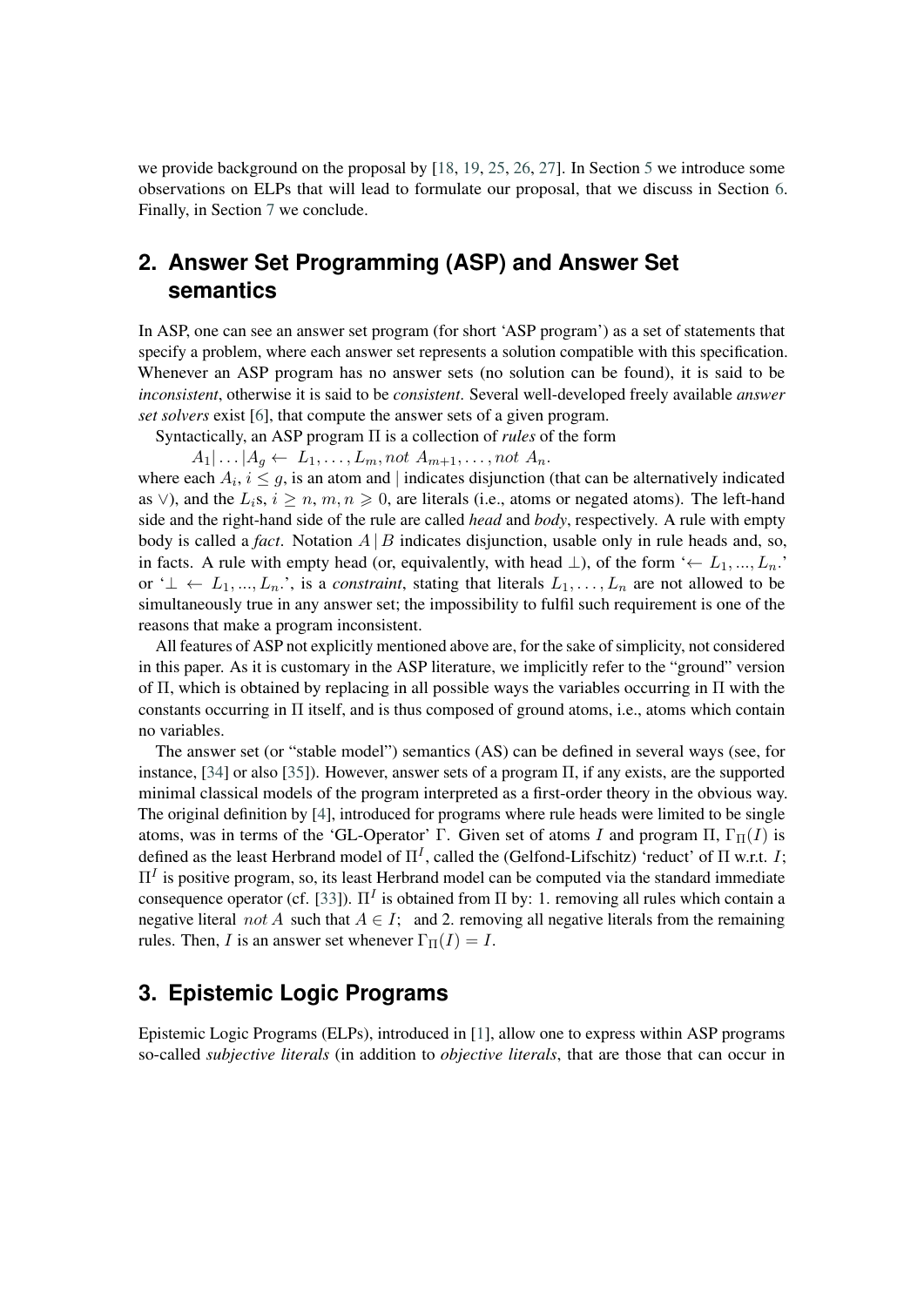we provide background on the proposal by [18, 19, 25, 26, 27]. In Section 5 we introduce some observations on ELPs that will lead to formulate our proposal, that we discuss in Section 6. Finally, in Section 7 we conclude.

## 2. Answer Set Programming (ASP) and Answer Set semantics

In ASP, one can see an answer set program (for short 'ASP program') as a set of statements that specify a problem, where each answer set represents a solution compatible with this specification. Whenever an ASP program has no answer sets (no solution can be found), it is said to be *inconsistent*, otherwise it is said to be *consistent*. Several well-developed freely available *answer set solvers* exist [6], that compute the answer sets of a given program.

Syntactically, an ASP program $\Pi$ is a collection of *rules* of the form

$A_1| \ldots |A_g \leftarrow L_1, \ldots, L_m, not\ A_{m+1}, \ldots, not\ A_n.$

where each $A_i$, $i \leq g$, is an atom and $|$ indicates disjunction (that can be alternatively indicated as $\vee$), and the $L_i$s, $i \geq n$, $m, n \geqslant 0$, are literals (i.e., atoms or negated atoms). The left-hand side and the right-hand side of the rule are called *head* and *body*, respectively. A rule with empty body is called a *fact*. Notation $A \,|\, B$ indicates disjunction, usable only in rule heads and, so, in facts. A rule with empty head (or, equivalently, with head $\bot$), of the form '$\leftarrow L_1, ..., L_n$.' or '$\bot \leftarrow L_1, ..., L_n$.', is a *constraint*, stating that literals $L_1, \ldots, L_n$ are not allowed to be simultaneously true in any answer set; the impossibility to fulfil such requirement is one of the reasons that make a program inconsistent.

All features of ASP not explicitly mentioned above are, for the sake of simplicity, not considered in this paper. As it is customary in the ASP literature, we implicitly refer to the "ground" version of $\Pi$, which is obtained by replacing in all possible ways the variables occurring in $\Pi$ with the constants occurring in $\Pi$ itself, and is thus composed of ground atoms, i.e., atoms which contain no variables.

The answer set (or "stable model") semantics (AS) can be defined in several ways (see, for instance, [34] or also [35]). However, answer sets of a program $\Pi$, if any exists, are the supported minimal classical models of the program interpreted as a first-order theory in the obvious way. The original definition by [4], introduced for programs where rule heads were limited to be single atoms, was in terms of the 'GL-Operator' $\Gamma$. Given set of atoms $I$ and program $\Pi$, $\Gamma_\Pi(I)$ is defined as the least Herbrand model of $\Pi^I$, called the (Gelfond-Lifschitz) 'reduct' of $\Pi$ w.r.t. $I$; $\Pi^I$ is positive program, so, its least Herbrand model can be computed via the standard immediate consequence operator (cf. [33]). $\Pi^I$ is obtained from $\Pi$ by: 1. removing all rules which contain a negative literal $not\ A$ such that $A \in I$; and 2. removing all negative literals from the remaining rules. Then, $I$ is an answer set whenever $\Gamma_\Pi(I) = I$.

## 3. Epistemic Logic Programs

Epistemic Logic Programs (ELPs), introduced in [1], allow one to express within ASP programs so-called *subjective literals* (in addition to *objective literals*, that are those that can occur in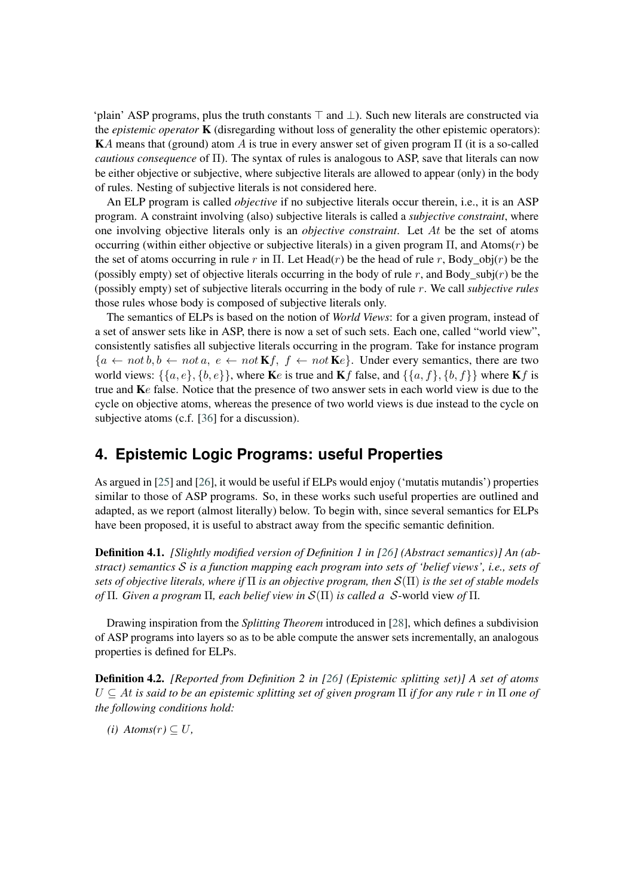'plain' ASP programs, plus the truth constants $\top$ and $\bot$). Such new literals are constructed via the *epistemic operator* $\mathbf{K}$ (disregarding without loss of generality the other epistemic operators): $\mathbf{K}A$ means that (ground) atom $A$ is true in every answer set of given program $\Pi$ (it is a so-called *cautious consequence* of $\Pi$). The syntax of rules is analogous to ASP, save that literals can now be either objective or subjective, where subjective literals are allowed to appear (only) in the body of rules. Nesting of subjective literals is not considered here.

An ELP program is called *objective* if no subjective literals occur therein, i.e., it is an ASP program. A constraint involving (also) subjective literals is called a *subjective constraint*, where one involving objective literals only is an *objective constraint*. Let $At$ be the set of atoms occurring (within either objective or subjective literals) in a given program $\Pi$, and Atoms($r$) be the set of atoms occurring in rule $r$ in $\Pi$. Let Head($r$) be the head of rule $r$, Body_obj($r$) be the (possibly empty) set of objective literals occurring in the body of rule $r$, and Body_subj($r$) be the (possibly empty) set of subjective literals occurring in the body of rule $r$. We call *subjective rules* those rules whose body is composed of subjective literals only.

The semantics of ELPs is based on the notion of *World Views*: for a given program, instead of a set of answer sets like in ASP, there is now a set of such sets. Each one, called "world view", consistently satisfies all subjective literals occurring in the program. Take for instance program $\{a \leftarrow not\, b, b \leftarrow not\, a,\ e \leftarrow not\, \mathbf{K}f,\ f \leftarrow not\, \mathbf{K}e\}$. Under every semantics, there are two world views: $\{\{a, e\}, \{b, e\}\}$, where $\mathbf{K}e$ is true and $\mathbf{K}f$ false, and $\{\{a, f\}, \{b, f\}\}$ where $\mathbf{K}f$ is true and $\mathbf{K}e$ false. Notice that the presence of two answer sets in each world view is due to the cycle on objective atoms, whereas the presence of two world views is due instead to the cycle on subjective atoms (c.f. [36] for a discussion).

## 4. Epistemic Logic Programs: useful Properties

As argued in [25] and [26], it would be useful if ELPs would enjoy ('mutatis mutandis') properties similar to those of ASP programs. So, in these works such useful properties are outlined and adapted, as we report (almost literally) below. To begin with, since several semantics for ELPs have been proposed, it is useful to abstract away from the specific semantic definition.

**Definition 4.1.** *[Slightly modified version of Definition 1 in [26] (Abstract semantics)] An (abstract) semantics $\mathcal{S}$ is a function mapping each program into sets of 'belief views', i.e., sets of sets of objective literals, where if $\Pi$ is an objective program, then $\mathcal{S}(\Pi)$ is the set of stable models of $\Pi$. Given a program $\Pi$, each belief view in $\mathcal{S}(\Pi)$ is called a $\mathcal{S}$-*world view *of $\Pi$.*

Drawing inspiration from the *Splitting Theorem* introduced in [28], which defines a subdivision of ASP programs into layers so as to be able compute the answer sets incrementally, an analogous properties is defined for ELPs.

**Definition 4.2.** *[Reported from Definition 2 in [26] (Epistemic splitting set)] A set of atoms $U \subseteq At$ is said to be an epistemic splitting set of given program $\Pi$ if for any rule $r$ in $\Pi$ one of the following conditions hold:*

*(i) Atoms($r$) $\subseteq U$,*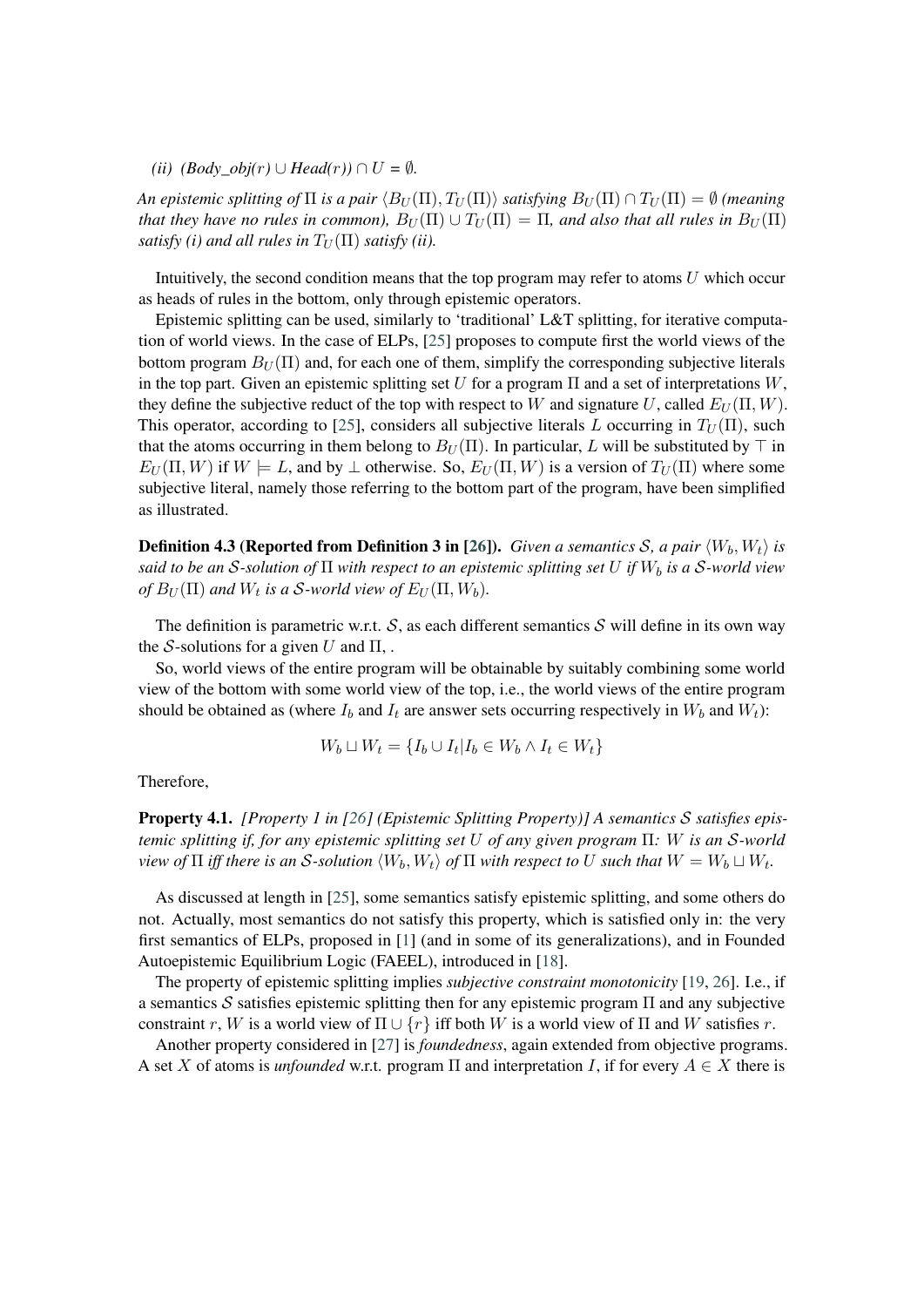*(ii) $(Body\_obj(r) \cup Head(r)) \cap U = \emptyset$.*

*An epistemic splitting of $\Pi$ is a pair $\langle B_U(\Pi), T_U(\Pi)\rangle$ satisfying $B_U(\Pi) \cap T_U(\Pi) = \emptyset$ (meaning that they have no rules in common), $B_U(\Pi) \cup T_U(\Pi) = \Pi$, and also that all rules in $B_U(\Pi)$ satisfy (i) and all rules in $T_U(\Pi)$ satisfy (ii).*

Intuitively, the second condition means that the top program may refer to atoms $U$ which occur as heads of rules in the bottom, only through epistemic operators.

Epistemic splitting can be used, similarly to 'traditional' L&T splitting, for iterative computation of world views. In the case of ELPs, [25] proposes to compute first the world views of the bottom program $B_U(\Pi)$ and, for each one of them, simplify the corresponding subjective literals in the top part. Given an epistemic splitting set $U$ for a program $\Pi$ and a set of interpretations $W$, they define the subjective reduct of the top with respect to $W$ and signature $U$, called $E_U(\Pi, W)$. This operator, according to [25], considers all subjective literals $L$ occurring in $T_U(\Pi)$, such that the atoms occurring in them belong to $B_U(\Pi)$. In particular, $L$ will be substituted by $\top$ in $E_U(\Pi, W)$ if $W \models L$, and by $\bot$ otherwise. So, $E_U(\Pi, W)$ is a version of $T_U(\Pi)$ where some subjective literal, namely those referring to the bottom part of the program, have been simplified as illustrated.

**Definition 4.3 (Reported from Definition 3 in [26]).** *Given a semantics $\mathcal{S}$, a pair $\langle W_b, W_t\rangle$ is said to be an $\mathcal{S}$-solution of $\Pi$ with respect to an epistemic splitting set $U$ if $W_b$ is a $\mathcal{S}$-world view of $B_U(\Pi)$ and $W_t$ is a $\mathcal{S}$-world view of $E_U(\Pi, W_b)$.*

The definition is parametric w.r.t. $\mathcal{S}$, as each different semantics $\mathcal{S}$ will define in its own way the $\mathcal{S}$-solutions for a given $U$ and $\Pi$, .

So, world views of the entire program will be obtainable by suitably combining some world view of the bottom with some world view of the top, i.e., the world views of the entire program should be obtained as (where $I_b$ and $I_t$ are answer sets occurring respectively in $W_b$ and $W_t$):

$$W_b \sqcup W_t = \{I_b \cup I_t | I_b \in W_b \wedge I_t \in W_t\}$$

Therefore,

**Property 4.1.** *[Property 1 in [26] (Epistemic Splitting Property)] A semantics $\mathcal{S}$ satisfies epistemic splitting if, for any epistemic splitting set $U$ of any given program $\Pi$: $W$ is an $\mathcal{S}$-world view of $\Pi$ iff there is an $\mathcal{S}$-solution $\langle W_b, W_t\rangle$ of $\Pi$ with respect to $U$ such that $W = W_b \sqcup W_t$.*

As discussed at length in [25], some semantics satisfy epistemic splitting, and some others do not. Actually, most semantics do not satisfy this property, which is satisfied only in: the very first semantics of ELPs, proposed in [1] (and in some of its generalizations), and in Founded Autoepistemic Equilibrium Logic (FAEEL), introduced in [18].

The property of epistemic splitting implies *subjective constraint monotonicity* [19, 26]. I.e., if a semantics $\mathcal{S}$ satisfies epistemic splitting then for any epistemic program $\Pi$ and any subjective constraint $r$, $W$ is a world view of $\Pi \cup \{r\}$ iff both $W$ is a world view of $\Pi$ and $W$ satisfies $r$.

Another property considered in [27] is *foundedness*, again extended from objective programs. A set $X$ of atoms is *unfounded* w.r.t. program $\Pi$ and interpretation $I$, if for every $A \in X$ there is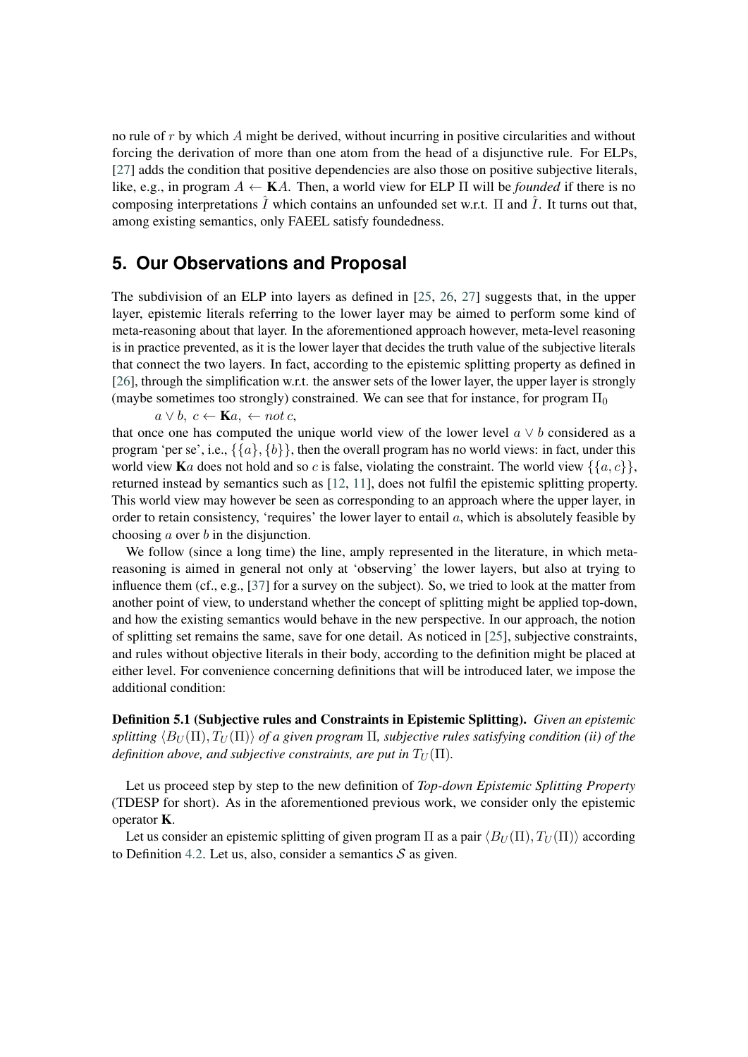no rule of $r$ by which $A$ might be derived, without incurring in positive circularities and without forcing the derivation of more than one atom from the head of a disjunctive rule. For ELPs, [27] adds the condition that positive dependencies are also those on positive subjective literals, like, e.g., in program $A \leftarrow \mathbf{K}A$. Then, a world view for ELP $\Pi$ will be *founded* if there is no composing interpretations $\hat{I}$ which contains an unfounded set w.r.t. $\Pi$ and $\hat{I}$. It turns out that, among existing semantics, only FAEEL satisfy foundedness.

## 5. Our Observations and Proposal

The subdivision of an ELP into layers as defined in [25, 26, 27] suggests that, in the upper layer, epistemic literals referring to the lower layer may be aimed to perform some kind of meta-reasoning about that layer. In the aforementioned approach however, meta-level reasoning is in practice prevented, as it is the lower layer that decides the truth value of the subjective literals that connect the two layers. In fact, according to the epistemic splitting property as defined in [26], through the simplification w.r.t. the answer sets of the lower layer, the upper layer is strongly (maybe sometimes too strongly) constrained. We can see that for instance, for program $\Pi_0$

$a \vee b,\ c \leftarrow \mathbf{K}a,\ \leftarrow not\, c,$

that once one has computed the unique world view of the lower level $a \vee b$ considered as a program 'per se', i.e., $\{\{a\}, \{b\}\}$, then the overall program has no world views: in fact, under this world view $\mathbf{K}a$ does not hold and so $c$ is false, violating the constraint. The world view $\{\{a, c\}\}$, returned instead by semantics such as [12, 11], does not fulfil the epistemic splitting property. This world view may however be seen as corresponding to an approach where the upper layer, in order to retain consistency, 'requires' the lower layer to entail $a$, which is absolutely feasible by choosing $a$ over $b$ in the disjunction.

We follow (since a long time) the line, amply represented in the literature, in which meta-reasoning is aimed in general not only at 'observing' the lower layers, but also at trying to influence them (cf., e.g., [37] for a survey on the subject). So, we tried to look at the matter from another point of view, to understand whether the concept of splitting might be applied top-down, and how the existing semantics would behave in the new perspective. In our approach, the notion of splitting set remains the same, save for one detail. As noticed in [25], subjective constraints, and rules without objective literals in their body, according to the definition might be placed at either level. For convenience concerning definitions that will be introduced later, we impose the additional condition:

**Definition 5.1 (Subjective rules and Constraints in Epistemic Splitting).** *Given an epistemic splitting $\langle B_U(\Pi), T_U(\Pi)\rangle$ of a given program $\Pi$, subjective rules satisfying condition (ii) of the definition above, and subjective constraints, are put in $T_U(\Pi)$.*

Let us proceed step by step to the new definition of *Top-down Epistemic Splitting Property* (TDESP for short). As in the aforementioned previous work, we consider only the epistemic operator $\mathbf{K}$.

Let us consider an epistemic splitting of given program $\Pi$ as a pair $\langle B_U(\Pi), T_U(\Pi)\rangle$ according to Definition 4.2. Let us, also, consider a semantics $\mathcal{S}$ as given.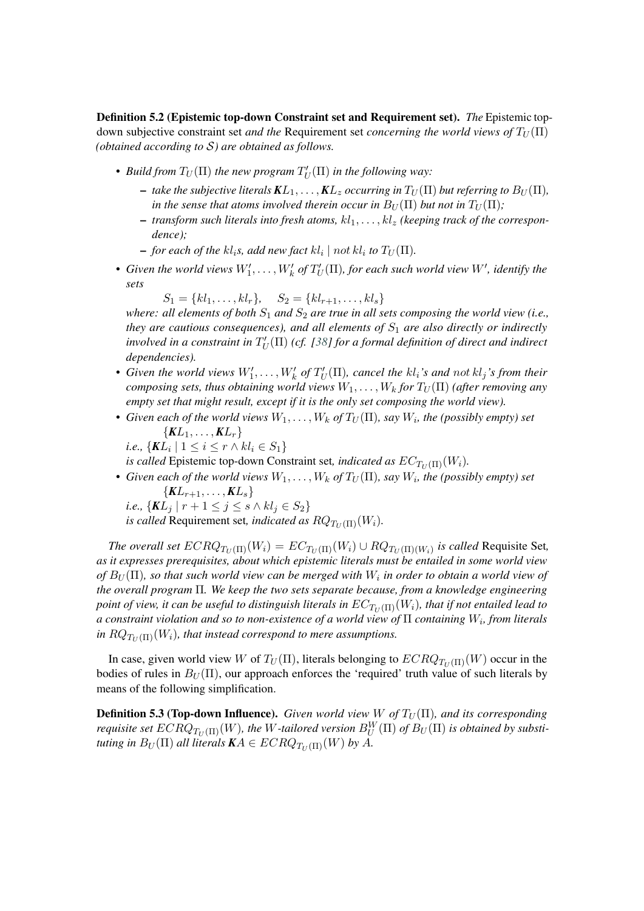**Definition 5.2 (Epistemic top-down Constraint set and Requirement set).** *The* Epistemic top-down subjective constraint set *and the* Requirement set *concerning the world views of $T_U(\Pi)$ (obtained according to $\mathcal{S}$) are obtained as follows.*

- *Build from $T_U(\Pi)$ the new program $T_U'(\Pi)$ in the following way:*
  - *take the subjective literals $\boldsymbol{K}L_1, \ldots, \boldsymbol{K}L_z$ occurring in $T_U(\Pi)$ but referring to $B_U(\Pi)$, in the sense that atoms involved therein occur in $B_U(\Pi)$ but not in $T_U(\Pi)$;*
  - *transform such literals into fresh atoms, $kl_1, \ldots, kl_z$ (keeping track of the correspondence);*
  - *for each of the $kl_i$s, add new fact $kl_i \mid not\ kl_i$ to $T_U(\Pi)$.*
- *Given the world views $W_1', \ldots, W_k'$ of $T_U'(\Pi)$, for each such world view $W'$, identify the sets*

  $S_1 = \{kl_1, \ldots, kl_r\}, \quad S_2 = \{kl_{r+1}, \ldots, kl_s\}$

  *where: all elements of both $S_1$ and $S_2$ are true in all sets composing the world view (i.e., they are cautious consequences), and all elements of $S_1$ are also directly or indirectly involved in a constraint in $T_U'(\Pi)$ (cf. [38] for a formal definition of direct and indirect dependencies).*
- *Given the world views $W_1', \ldots, W_k'$ of $T_U'(\Pi)$, cancel the $kl_i$'s and $not\ kl_j$'s from their composing sets, thus obtaining world views $W_1, \ldots, W_k$ for $T_U(\Pi)$ (after removing any empty set that might result, except if it is the only set composing the world view).*
- *Given each of the world views $W_1, \ldots, W_k$ of $T_U(\Pi)$, say $W_i$, the (possibly empty) set*

  $\{\boldsymbol{K}L_1, \ldots, \boldsymbol{K}L_r\}$

  *i.e., $\{\boldsymbol{K}L_i \mid 1 \leq i \leq r \wedge kl_i \in S_1\}$*

  *is called* Epistemic top-down Constraint set*, indicated as $EC_{T_U(\Pi)}(W_i)$.*
- *Given each of the world views $W_1, \ldots, W_k$ of $T_U(\Pi)$, say $W_i$, the (possibly empty) set*

  $\{\boldsymbol{K}L_{r+1}, \ldots, \boldsymbol{K}L_s\}$

  *i.e., $\{\boldsymbol{K}L_j \mid r+1 \leq j \leq s \wedge kl_j \in S_2\}$*

  *is called* Requirement set*, indicated as $RQ_{T_U(\Pi)}(W_i)$.*

*The overall set $ECRQ_{T_U(\Pi)}(W_i) = EC_{T_U(\Pi)}(W_i) \cup RQ_{T_U(\Pi)(W_i)}$ is called* Requisite Set*, as it expresses prerequisites, about which epistemic literals must be entailed in some world view of $B_U(\Pi)$, so that such world view can be merged with $W_i$ in order to obtain a world view of the overall program $\Pi$. We keep the two sets separate because, from a knowledge engineering point of view, it can be useful to distinguish literals in $EC_{T_U(\Pi)}(W_i)$, that if not entailed lead to a constraint violation and so to non-existence of a world view of $\Pi$ containing $W_i$, from literals in $RQ_{T_U(\Pi)}(W_i)$, that instead correspond to mere assumptions.*

In case, given world view $W$ of $T_U(\Pi)$, literals belonging to $ECRQ_{T_U(\Pi)}(W)$ occur in the bodies of rules in $B_U(\Pi)$, our approach enforces the 'required' truth value of such literals by means of the following simplification.

**Definition 5.3 (Top-down Influence).** *Given world view $W$ of $T_U(\Pi)$, and its corresponding requisite set $ECRQ_{T_U(\Pi)}(W)$, the $W$-tailored version $B_U^W(\Pi)$ of $B_U(\Pi)$ is obtained by substituting in $B_U(\Pi)$ all literals $\boldsymbol{K}A \in ECRQ_{T_U(\Pi)}(W)$ by $A$.*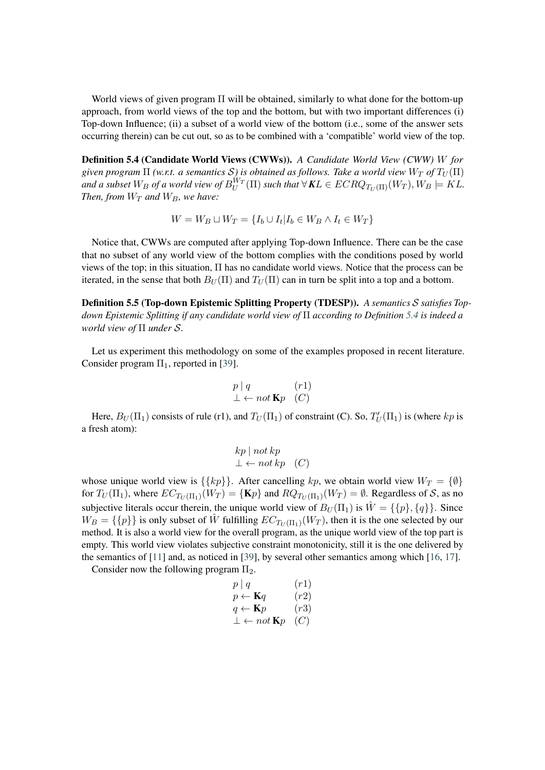World views of given program $\Pi$ will be obtained, similarly to what done for the bottom-up approach, from world views of the top and the bottom, but with two important differences (i) Top-down Influence; (ii) a subset of a world view of the bottom (i.e., some of the answer sets occurring therein) can be cut out, so as to be combined with a 'compatible' world view of the top.

**Definition 5.4 (Candidate World Views (CWWs)).** *A Candidate World View (CWW) $W$ for given program $\Pi$ (w.r.t. a semantics $\mathcal{S}$) is obtained as follows. Take a world view $W_T$ of $T_U(\Pi)$ and a subset $W_B$ of a world view of $B_U^{W_T}(\Pi)$ such that $\forall$ **K**$L \in ECRQ_{T_U(\Pi)}(W_T), W_B \models KL$. Then, from $W_T$ and $W_B$, we have:*

$$W = W_B \sqcup W_T = \{I_b \cup I_t | I_b \in W_B \wedge I_t \in W_T\}$$

Notice that, CWWs are computed after applying Top-down Influence. There can be the case that no subset of any world view of the bottom complies with the conditions posed by world views of the top; in this situation, $\Pi$ has no candidate world views. Notice that the process can be iterated, in the sense that both $B_U(\Pi)$ and $T_U(\Pi)$ can in turn be split into a top and a bottom.

**Definition 5.5 (Top-down Epistemic Splitting Property (TDESP)).** *A semantics $\mathcal{S}$ satisfies Top-down Epistemic Splitting if any candidate world view of $\Pi$ according to Definition 5.4 is indeed a world view of $\Pi$ under $\mathcal{S}$.*

Let us experiment this methodology on some of the examples proposed in recent literature. Consider program $\Pi_1$, reported in [39].

$$\begin{array}{ll} p \mid q & (r1) \\ \bot \leftarrow not\, \mathbf{K}p & (C) \end{array}$$

Here, $B_U(\Pi_1)$ consists of rule (r1), and $T_U(\Pi_1)$ of constraint (C). So, $T'_U(\Pi_1)$ is (where $kp$ is a fresh atom):

$$\begin{array}{ll} kp \mid not\, kp & \\ \bot \leftarrow not\, kp & (C) \end{array}$$

whose unique world view is $\{\{kp\}\}$. After cancelling $kp$, we obtain world view $W_T = \{\emptyset\}$ for $T_U(\Pi_1)$, where $EC_{T_U(\Pi_1)}(W_T) = \{\mathbf{K}p\}$ and $RQ_{T_U(\Pi_1)}(W_T) = \emptyset$. Regardless of $\mathcal{S}$, as no subjective literals occur therein, the unique world view of $B_U(\Pi_1)$ is $\hat{W} = \{\{p\}, \{q\}\}$. Since $W_B = \{\{p\}\}$ is only subset of $\hat{W}$ fulfilling $EC_{T_U(\Pi_1)}(W_T)$, then it is the one selected by our method. It is also a world view for the overall program, as the unique world view of the top part is empty. This world view violates subjective constraint monotonicity, still it is the one delivered by the semantics of [11] and, as noticed in [39], by several other semantics among which [16, 17].

Consider now the following program $\Pi_2$.

$$\begin{array}{ll} p \mid q & (r1) \\ p \leftarrow \mathbf{K}q & (r2) \\ q \leftarrow \mathbf{K}p & (r3) \\ \bot \leftarrow not\, \mathbf{K}p & (C) \end{array}$$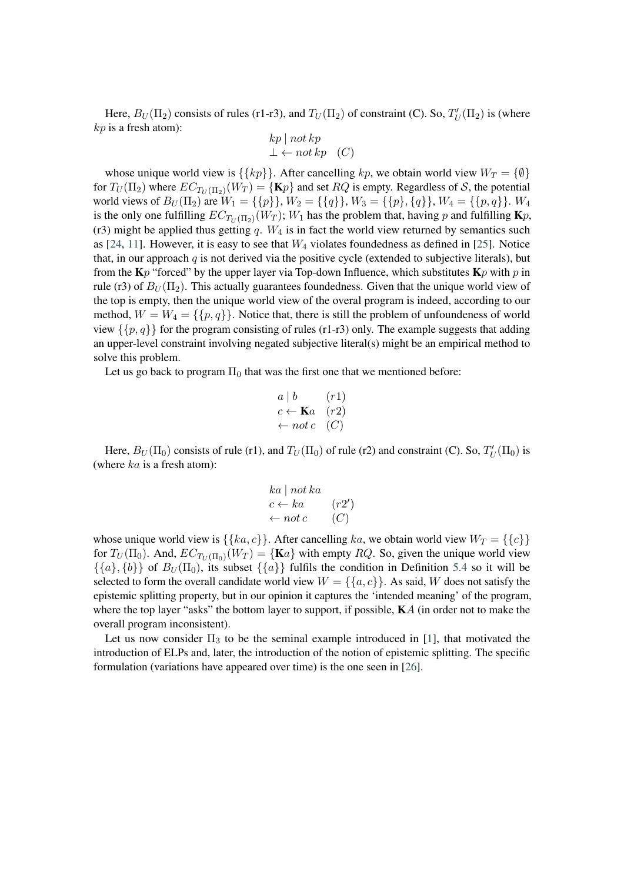Here, $B_U(\Pi_2)$ consists of rules (r1-r3), and $T_U(\Pi_2)$ of constraint (C). So, $T'_U(\Pi_2)$ is (where $kp$ is a fresh atom):

$$
\begin{array}{ll}
kp \mid not\, kp & \\
\bot \leftarrow not\, kp & (C)
\end{array}
$$

whose unique world view is $\{\{kp\}\}$. After cancelling $kp$, we obtain world view $W_T = \{\emptyset\}$ for $T_U(\Pi_2)$ where $EC_{T_U(\Pi_2)}(W_T) = \{\mathbf{K}p\}$ and set $RQ$ is empty. Regardless of $\mathcal{S}$, the potential world views of $B_U(\Pi_2)$ are $W_1 = \{\{p\}\}$, $W_2 = \{\{q\}\}$, $W_3 = \{\{p\}, \{q\}\}$, $W_4 = \{\{p, q\}\}$. $W_4$ is the only one fulfilling $EC_{T_U(\Pi_2)}(W_T)$; $W_1$ has the problem that, having $p$ and fulfilling $\mathbf{K}p$, (r3) might be applied thus getting $q$. $W_4$ is in fact the world view returned by semantics such as [24, 11]. However, it is easy to see that $W_4$ violates foundedness as defined in [25]. Notice that, in our approach $q$ is not derived via the positive cycle (extended to subjective literals), but from the $\mathbf{K}p$ "forced" by the upper layer via Top-down Influence, which substitutes $\mathbf{K}p$ with $p$ in rule (r3) of $B_U(\Pi_2)$. This actually guarantees foundedness. Given that the unique world view of the top is empty, then the unique world view of the overal program is indeed, according to our method, $W = W_4 = \{\{p, q\}\}$. Notice that, there is still the problem of unfoundeness of world view $\{\{p, q\}\}$ for the program consisting of rules (r1-r3) only. The example suggests that adding an upper-level constraint involving negated subjective literal(s) might be an empirical method to solve this problem.

Let us go back to program $\Pi_0$ that was the first one that we mentioned before:

$$
\begin{array}{ll}
a \mid b & (r1) \\
c \leftarrow \mathbf{K}a & (r2) \\
\leftarrow not\, c & (C)
\end{array}
$$

Here, $B_U(\Pi_0)$ consists of rule (r1), and $T_U(\Pi_0)$ of rule (r2) and constraint (C). So, $T'_U(\Pi_0)$ is (where $ka$ is a fresh atom):

$$
\begin{array}{ll}
ka \mid not\, ka & \\
c \leftarrow ka & (r2') \\
\leftarrow not\, c & (C)
\end{array}
$$

whose unique world view is $\{\{ka, c\}\}$. After cancelling $ka$, we obtain world view $W_T = \{\{c\}\}$ for $T_U(\Pi_0)$. And, $EC_{T_U(\Pi_0)}(W_T) = \{\mathbf{K}a\}$ with empty $RQ$. So, given the unique world view $\{\{a\}, \{b\}\}$ of $B_U(\Pi_0)$, its subset $\{\{a\}\}$ fulfils the condition in Definition 5.4 so it will be selected to form the overall candidate world view $W = \{\{a, c\}\}$. As said, $W$ does not satisfy the epistemic splitting property, but in our opinion it captures the 'intended meaning' of the program, where the top layer "asks" the bottom layer to support, if possible, $\mathbf{K}A$ (in order not to make the overall program inconsistent).

Let us now consider $\Pi_3$ to be the seminal example introduced in [1], that motivated the introduction of ELPs and, later, the introduction of the notion of epistemic splitting. The specific formulation (variations have appeared over time) is the one seen in [26].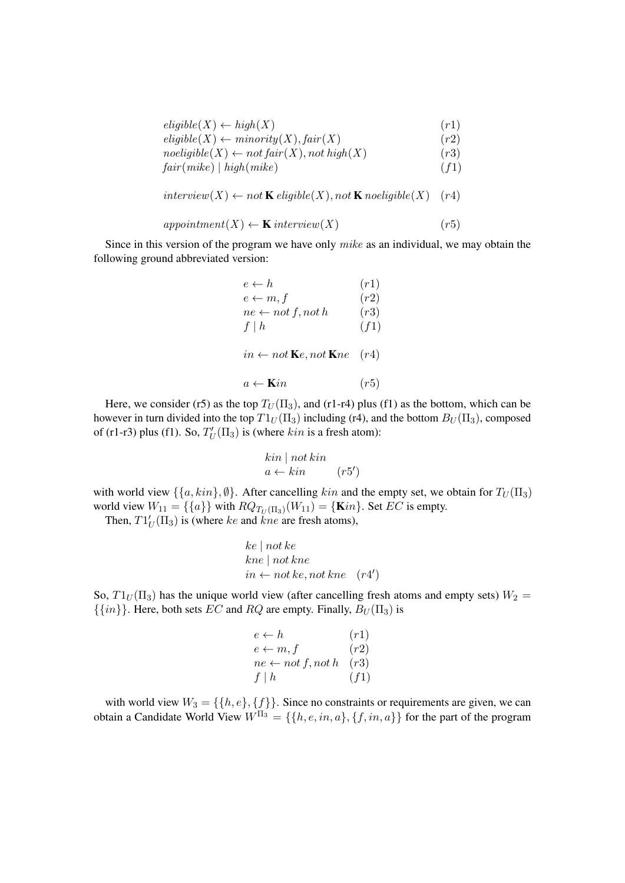$$
\begin{array}{ll}
eligible(X) \leftarrow high(X) & (r1) \\
eligible(X) \leftarrow minority(X), fair(X) & (r2) \\
noeligible(X) \leftarrow not\, fair(X), not\, high(X) & (r3) \\
fair(mike) \mid high(mike) & (f1) \\
 & \\
interview(X) \leftarrow not\, \mathbf{K}\, eligible(X), not\, \mathbf{K}\, noeligible(X) & (r4) \\
 & \\
appointment(X) \leftarrow \mathbf{K}\, interview(X) & (r5)
\end{array}
$$

Since in this version of the program we have only $mike$ as an individual, we may obtain the following ground abbreviated version:

$$
\begin{array}{ll}
e \leftarrow h & (r1) \\
e \leftarrow m, f & (r2) \\
ne \leftarrow not\, f, not\, h & (r3) \\
f \mid h & (f1) \\
 & \\
in \leftarrow not\, \mathbf{K}e, not\, \mathbf{K}ne & (r4) \\
 & \\
a \leftarrow \mathbf{K}in & (r5)
\end{array}
$$

Here, we consider (r5) as the top $T_U(\Pi_3)$, and (r1-r4) plus (f1) as the bottom, which can be however in turn divided into the top $T1_U(\Pi_3)$ including (r4), and the bottom $B_U(\Pi_3)$, composed of (r1-r3) plus (f1). So, $T'_U(\Pi_3)$ is (where $kin$ is a fresh atom):

$$
\begin{array}{ll}
kin \mid not\, kin & \\
a \leftarrow kin & (r5')
\end{array}
$$

with world view $\{\{a, kin\}, \emptyset\}$. After cancelling $kin$ and the empty set, we obtain for $T_U(\Pi_3)$ world view $W_{11} = \{\{a\}\}$ with $RQ_{T_U(\Pi_3)}(W_{11}) = \{\mathbf{K}in\}$. Set $EC$ is empty.

Then, $T1'_U(\Pi_3)$ is (where $ke$ and $kne$ are fresh atoms),

$$
\begin{array}{ll}
ke \mid not\, ke & \\
kne \mid not\, kne & \\
in \leftarrow not\, ke, not\, kne & (r4')
\end{array}
$$

So, $T1_U(\Pi_3)$ has the unique world view (after cancelling fresh atoms and empty sets) $W_2 = \{\{in\}\}$. Here, both sets $EC$ and $RQ$ are empty. Finally, $B_U(\Pi_3)$ is

$$
\begin{array}{ll}
e \leftarrow h & (r1) \\
e \leftarrow m, f & (r2) \\
ne \leftarrow not\, f, not\, h & (r3) \\
f \mid h & (f1)
\end{array}
$$

with world view $W_3 = \{\{h, e\}, \{f\}\}$. Since no constraints or requirements are given, we can obtain a Candidate World View $W^{\Pi_3} = \{\{h, e, in, a\}, \{f, in, a\}\}$ for the part of the program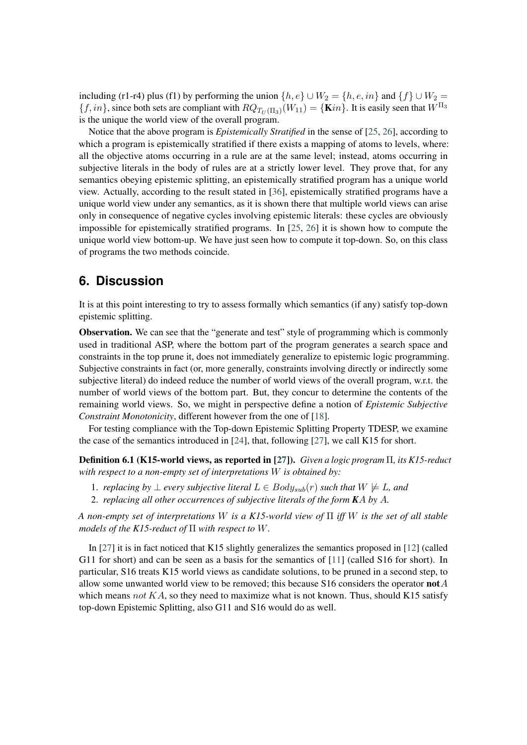including (r1-r4) plus (f1) by performing the union $\{h, e\} \cup W_2 = \{h, e, in\}$ and $\{f\} \cup W_2 = \{f, in\}$, since both sets are compliant with $RQ_{T_U(\Pi_3)}(W_{11}) = \{\mathbf{K}in\}$. It is easily seen that $W^{\Pi_3}$ is the unique the world view of the overall program.

Notice that the above program is *Epistemically Stratified* in the sense of [25, 26], according to which a program is epistemically stratified if there exists a mapping of atoms to levels, where: all the objective atoms occurring in a rule are at the same level; instead, atoms occurring in subjective literals in the body of rules are at a strictly lower level. They prove that, for any semantics obeying epistemic splitting, an epistemically stratified program has a unique world view. Actually, according to the result stated in [36], epistemically stratified programs have a unique world view under any semantics, as it is shown there that multiple world views can arise only in consequence of negative cycles involving epistemic literals: these cycles are obviously impossible for epistemically stratified programs. In [25, 26] it is shown how to compute the unique world view bottom-up. We have just seen how to compute it top-down. So, on this class of programs the two methods coincide.

## 6. Discussion

It is at this point interesting to try to assess formally which semantics (if any) satisfy top-down epistemic splitting.

**Observation.** We can see that the "generate and test" style of programming which is commonly used in traditional ASP, where the bottom part of the program generates a search space and constraints in the top prune it, does not immediately generalize to epistemic logic programming. Subjective constraints in fact (or, more generally, constraints involving directly or indirectly some subjective literal) do indeed reduce the number of world views of the overall program, w.r.t. the number of world views of the bottom part. But, they concur to determine the contents of the remaining world views. So, we might in perspective define a notion of *Epistemic Subjective Constraint Monotonicity*, different however from the one of [18].

For testing compliance with the Top-down Epistemic Splitting Property TDESP, we examine the case of the semantics introduced in [24], that, following [27], we call K15 for short.

**Definition 6.1 (K15-world views, as reported in [27]).** *Given a logic program $\Pi$, its K15-reduct with respect to a non-empty set of interpretations $W$ is obtained by:*

1. *replacing by $\bot$ every subjective literal $L \in Body_{sub}(r)$ such that $W \not\models L$, and*
2. *replacing all other occurrences of subjective literals of the form $\boldsymbol{K}A$ by $A$.*

*A non-empty set of interpretations $W$ is a K15-world view of $\Pi$ iff $W$ is the set of all stable models of the K15-reduct of $\Pi$ with respect to $W$.*

In [27] it is in fact noticed that K15 slightly generalizes the semantics proposed in [12] (called G11 for short) and can be seen as a basis for the semantics of [11] (called S16 for short). In particular, S16 treats K15 world views as candidate solutions, to be pruned in a second step, to allow some unwanted world view to be removed; this because S16 considers the operator $\mathbf{not}\,A$ which means $not\ KA$, so they need to maximize what is not known. Thus, should K15 satisfy top-down Epistemic Splitting, also G11 and S16 would do as well.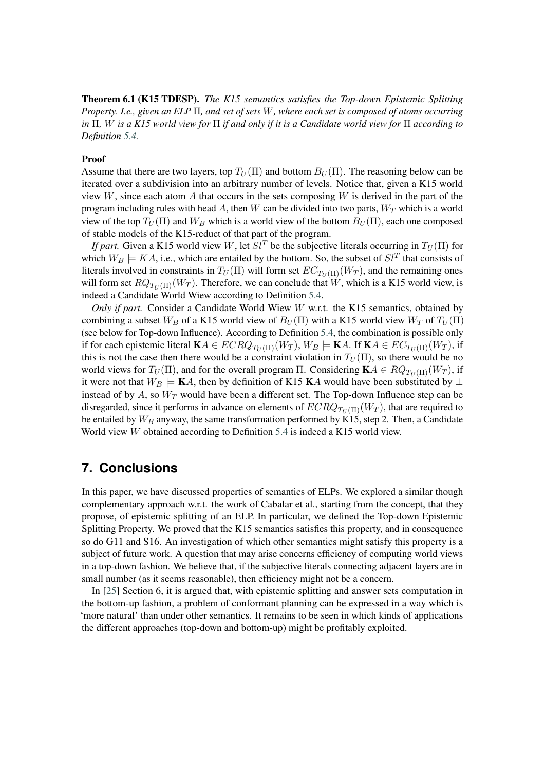**Theorem 6.1 (K15 TDESP).** *The K15 semantics satisfies the Top-down Epistemic Splitting Property. I.e., given an ELP $\Pi$, and set of sets $W$, where each set is composed of atoms occurring in $\Pi$, $W$ is a K15 world view for $\Pi$ if and only if it is a Candidate world view for $\Pi$ according to Definition 5.4.*

**Proof**

Assume that there are two layers, top $T_U(\Pi)$ and bottom $B_U(\Pi)$. The reasoning below can be iterated over a subdivision into an arbitrary number of levels. Notice that, given a K15 world view $W$, since each atom $A$ that occurs in the sets composing $W$ is derived in the part of the program including rules with head $A$, then $W$ can be divided into two parts, $W_T$ which is a world view of the top $T_U(\Pi)$ and $W_B$ which is a world view of the bottom $B_U(\Pi)$, each one composed of stable models of the K15-reduct of that part of the program.

*If part.* Given a K15 world view $W$, let $Sl^T$ be the subjective literals occurring in $T_U(\Pi)$ for which $W_B \models KA$, i.e., which are entailed by the bottom. So, the subset of $Sl^T$ that consists of literals involved in constraints in $T_U(\Pi)$ will form set $EC_{T_U(\Pi)}(W_T)$, and the remaining ones will form set $RQ_{T_U(\Pi)}(W_T)$. Therefore, we can conclude that $W$, which is a K15 world view, is indeed a Candidate World Wiew according to Definition 5.4.

*Only if part.* Consider a Candidate World Wiew $W$ w.r.t. the K15 semantics, obtained by combining a subset $W_B$ of a K15 world view of $B_U(\Pi)$ with a K15 world view $W_T$ of $T_U(\Pi)$ (see below for Top-down Influence). According to Definition 5.4, the combination is possible only if for each epistemic literal $\mathbf{K}A \in ECRQ_{T_U(\Pi)}(W_T)$, $W_B \models \mathbf{K}A$. If $\mathbf{K}A \in EC_{T_U(\Pi)}(W_T)$, if this is not the case then there would be a constraint violation in $T_U(\Pi)$, so there would be no world views for $T_U(\Pi)$, and for the overall program $\Pi$. Considering $\mathbf{K}A \in RQ_{T_U(\Pi)}(W_T)$, if it were not that $W_B \models \mathbf{K}A$, then by definition of K15 $\mathbf{K}A$ would have been substituted by $\bot$ instead of by $A$, so $W_T$ would have been a different set. The Top-down Influence step can be disregarded, since it performs in advance on elements of $ECRQ_{T_U(\Pi)}(W_T)$, that are required to be entailed by $W_B$ anyway, the same transformation performed by K15, step 2. Then, a Candidate World view $W$ obtained according to Definition 5.4 is indeed a K15 world view.

## 7. Conclusions

In this paper, we have discussed properties of semantics of ELPs. We explored a similar though complementary approach w.r.t. the work of Cabalar et al., starting from the concept, that they propose, of epistemic splitting of an ELP. In particular, we defined the Top-down Epistemic Splitting Property. We proved that the K15 semantics satisfies this property, and in consequence so do G11 and S16. An investigation of which other semantics might satisfy this property is a subject of future work. A question that may arise concerns efficiency of computing world views in a top-down fashion. We believe that, if the subjective literals connecting adjacent layers are in small number (as it seems reasonable), then efficiency might not be a concern.

In [25] Section 6, it is argued that, with epistemic splitting and answer sets computation in the bottom-up fashion, a problem of conformant planning can be expressed in a way which is 'more natural' than under other semantics. It remains to be seen in which kinds of applications the different approaches (top-down and bottom-up) might be profitably exploited.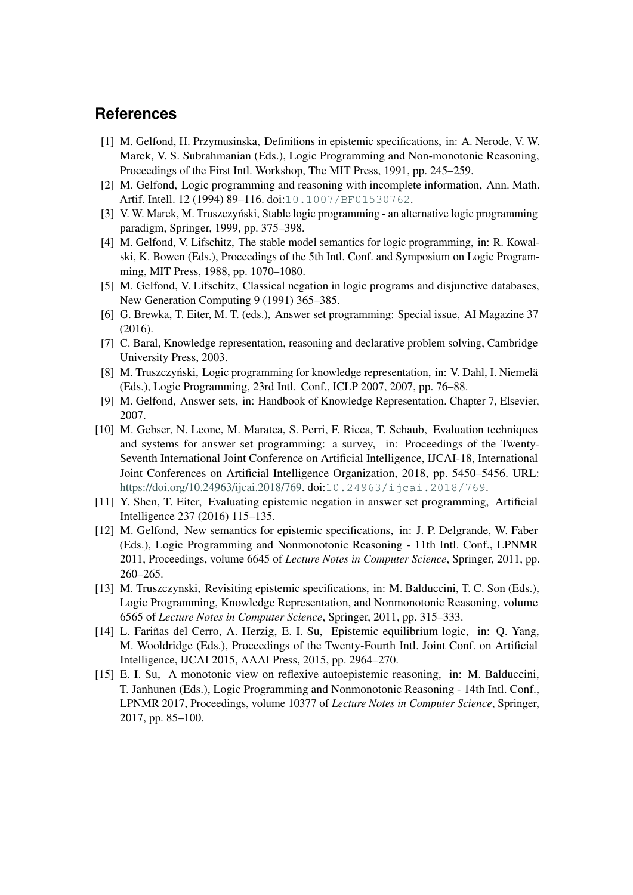## References

[1] M. Gelfond, H. Przymusinska, Definitions in epistemic specifications, in: A. Nerode, V. W. Marek, V. S. Subrahmanian (Eds.), Logic Programming and Non-monotonic Reasoning, Proceedings of the First Intl. Workshop, The MIT Press, 1991, pp. 245–259.

[2] M. Gelfond, Logic programming and reasoning with incomplete information, Ann. Math. Artif. Intell. 12 (1994) 89–116. doi:10.1007/BF01530762.

[3] V. W. Marek, M. Truszczyński, Stable logic programming - an alternative logic programming paradigm, Springer, 1999, pp. 375–398.

[4] M. Gelfond, V. Lifschitz, The stable model semantics for logic programming, in: R. Kowalski, K. Bowen (Eds.), Proceedings of the 5th Intl. Conf. and Symposium on Logic Programming, MIT Press, 1988, pp. 1070–1080.

[5] M. Gelfond, V. Lifschitz, Classical negation in logic programs and disjunctive databases, New Generation Computing 9 (1991) 365–385.

[6] G. Brewka, T. Eiter, M. T. (eds.), Answer set programming: Special issue, AI Magazine 37 (2016).

[7] C. Baral, Knowledge representation, reasoning and declarative problem solving, Cambridge University Press, 2003.

[8] M. Truszczyński, Logic programming for knowledge representation, in: V. Dahl, I. Niemelä (Eds.), Logic Programming, 23rd Intl. Conf., ICLP 2007, 2007, pp. 76–88.

[9] M. Gelfond, Answer sets, in: Handbook of Knowledge Representation. Chapter 7, Elsevier, 2007.

[10] M. Gebser, N. Leone, M. Maratea, S. Perri, F. Ricca, T. Schaub, Evaluation techniques and systems for answer set programming: a survey, in: Proceedings of the Twenty-Seventh International Joint Conference on Artificial Intelligence, IJCAI-18, International Joint Conferences on Artificial Intelligence Organization, 2018, pp. 5450–5456. URL: https://doi.org/10.24963/ijcai.2018/769. doi:10.24963/ijcai.2018/769.

[11] Y. Shen, T. Eiter, Evaluating epistemic negation in answer set programming, Artificial Intelligence 237 (2016) 115–135.

[12] M. Gelfond, New semantics for epistemic specifications, in: J. P. Delgrande, W. Faber (Eds.), Logic Programming and Nonmonotonic Reasoning - 11th Intl. Conf., LPNMR 2011, Proceedings, volume 6645 of *Lecture Notes in Computer Science*, Springer, 2011, pp. 260–265.

[13] M. Truszczynski, Revisiting epistemic specifications, in: M. Balduccini, T. C. Son (Eds.), Logic Programming, Knowledge Representation, and Nonmonotonic Reasoning, volume 6565 of *Lecture Notes in Computer Science*, Springer, 2011, pp. 315–333.

[14] L. Fariñas del Cerro, A. Herzig, E. I. Su, Epistemic equilibrium logic, in: Q. Yang, M. Wooldridge (Eds.), Proceedings of the Twenty-Fourth Intl. Joint Conf. on Artificial Intelligence, IJCAI 2015, AAAI Press, 2015, pp. 2964–270.

[15] E. I. Su, A monotonic view on reflexive autoepistemic reasoning, in: M. Balduccini, T. Janhunen (Eds.), Logic Programming and Nonmonotonic Reasoning - 14th Intl. Conf., LPNMR 2017, Proceedings, volume 10377 of *Lecture Notes in Computer Science*, Springer, 2017, pp. 85–100.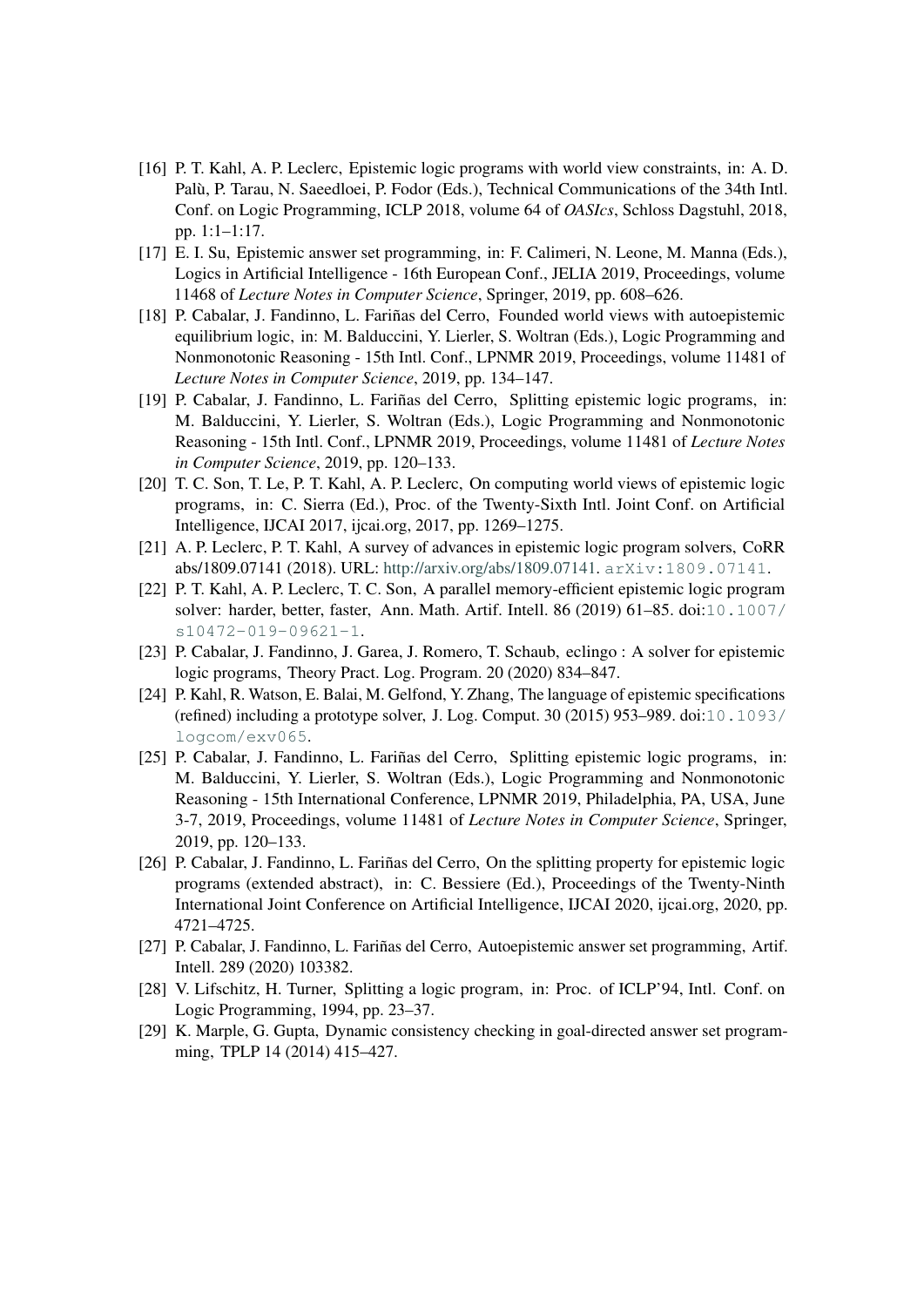[16] P. T. Kahl, A. P. Leclerc, Epistemic logic programs with world view constraints, in: A. D. Palù, P. Tarau, N. Saeedloei, P. Fodor (Eds.), Technical Communications of the 34th Intl. Conf. on Logic Programming, ICLP 2018, volume 64 of *OASIcs*, Schloss Dagstuhl, 2018, pp. 1:1–1:17.

[17] E. I. Su, Epistemic answer set programming, in: F. Calimeri, N. Leone, M. Manna (Eds.), Logics in Artificial Intelligence - 16th European Conf., JELIA 2019, Proceedings, volume 11468 of *Lecture Notes in Computer Science*, Springer, 2019, pp. 608–626.

[18] P. Cabalar, J. Fandinno, L. Fariñas del Cerro, Founded world views with autoepistemic equilibrium logic, in: M. Balduccini, Y. Lierler, S. Woltran (Eds.), Logic Programming and Nonmonotonic Reasoning - 15th Intl. Conf., LPNMR 2019, Proceedings, volume 11481 of *Lecture Notes in Computer Science*, 2019, pp. 134–147.

[19] P. Cabalar, J. Fandinno, L. Fariñas del Cerro, Splitting epistemic logic programs, in: M. Balduccini, Y. Lierler, S. Woltran (Eds.), Logic Programming and Nonmonotonic Reasoning - 15th Intl. Conf., LPNMR 2019, Proceedings, volume 11481 of *Lecture Notes in Computer Science*, 2019, pp. 120–133.

[20] T. C. Son, T. Le, P. T. Kahl, A. P. Leclerc, On computing world views of epistemic logic programs, in: C. Sierra (Ed.), Proc. of the Twenty-Sixth Intl. Joint Conf. on Artificial Intelligence, IJCAI 2017, ijcai.org, 2017, pp. 1269–1275.

[21] A. P. Leclerc, P. T. Kahl, A survey of advances in epistemic logic program solvers, CoRR abs/1809.07141 (2018). URL: http://arxiv.org/abs/1809.07141. arXiv:1809.07141.

[22] P. T. Kahl, A. P. Leclerc, T. C. Son, A parallel memory-efficient epistemic logic program solver: harder, better, faster, Ann. Math. Artif. Intell. 86 (2019) 61–85. doi:10.1007/s10472-019-09621-1.

[23] P. Cabalar, J. Fandinno, J. Garea, J. Romero, T. Schaub, eclingo : A solver for epistemic logic programs, Theory Pract. Log. Program. 20 (2020) 834–847.

[24] P. Kahl, R. Watson, E. Balai, M. Gelfond, Y. Zhang, The language of epistemic specifications (refined) including a prototype solver, J. Log. Comput. 30 (2015) 953–989. doi:10.1093/logcom/exv065.

[25] P. Cabalar, J. Fandinno, L. Fariñas del Cerro, Splitting epistemic logic programs, in: M. Balduccini, Y. Lierler, S. Woltran (Eds.), Logic Programming and Nonmonotonic Reasoning - 15th International Conference, LPNMR 2019, Philadelphia, PA, USA, June 3-7, 2019, Proceedings, volume 11481 of *Lecture Notes in Computer Science*, Springer, 2019, pp. 120–133.

[26] P. Cabalar, J. Fandinno, L. Fariñas del Cerro, On the splitting property for epistemic logic programs (extended abstract), in: C. Bessiere (Ed.), Proceedings of the Twenty-Ninth International Joint Conference on Artificial Intelligence, IJCAI 2020, ijcai.org, 2020, pp. 4721–4725.

[27] P. Cabalar, J. Fandinno, L. Fariñas del Cerro, Autoepistemic answer set programming, Artif. Intell. 289 (2020) 103382.

[28] V. Lifschitz, H. Turner, Splitting a logic program, in: Proc. of ICLP'94, Intl. Conf. on Logic Programming, 1994, pp. 23–37.

[29] K. Marple, G. Gupta, Dynamic consistency checking in goal-directed answer set programming, TPLP 14 (2014) 415–427.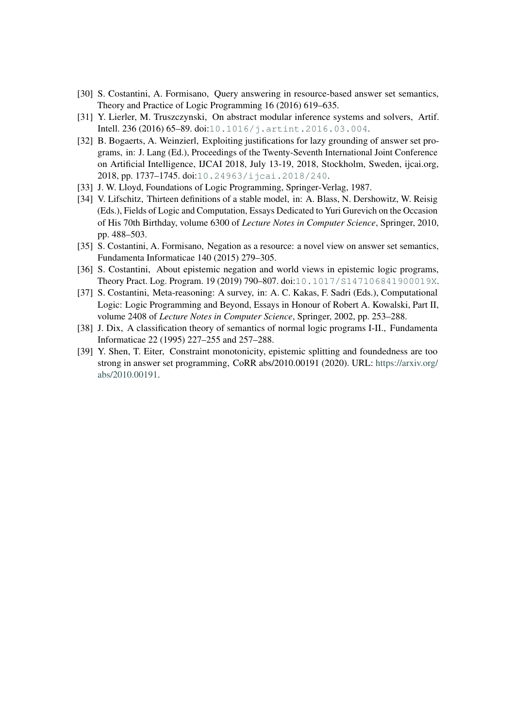[30] S. Costantini, A. Formisano, Query answering in resource-based answer set semantics, Theory and Practice of Logic Programming 16 (2016) 619–635.

[31] Y. Lierler, M. Truszczynski, On abstract modular inference systems and solvers, Artif. Intell. 236 (2016) 65–89. doi:10.1016/j.artint.2016.03.004.

[32] B. Bogaerts, A. Weinzierl, Exploiting justifications for lazy grounding of answer set programs, in: J. Lang (Ed.), Proceedings of the Twenty-Seventh International Joint Conference on Artificial Intelligence, IJCAI 2018, July 13-19, 2018, Stockholm, Sweden, ijcai.org, 2018, pp. 1737–1745. doi:10.24963/ijcai.2018/240.

[33] J. W. Lloyd, Foundations of Logic Programming, Springer-Verlag, 1987.

[34] V. Lifschitz, Thirteen definitions of a stable model, in: A. Blass, N. Dershowitz, W. Reisig (Eds.), Fields of Logic and Computation, Essays Dedicated to Yuri Gurevich on the Occasion of His 70th Birthday, volume 6300 of *Lecture Notes in Computer Science*, Springer, 2010, pp. 488–503.

[35] S. Costantini, A. Formisano, Negation as a resource: a novel view on answer set semantics, Fundamenta Informaticae 140 (2015) 279–305.

[36] S. Costantini, About epistemic negation and world views in epistemic logic programs, Theory Pract. Log. Program. 19 (2019) 790–807. doi:10.1017/S147106841900019X.

[37] S. Costantini, Meta-reasoning: A survey, in: A. C. Kakas, F. Sadri (Eds.), Computational Logic: Logic Programming and Beyond, Essays in Honour of Robert A. Kowalski, Part II, volume 2408 of *Lecture Notes in Computer Science*, Springer, 2002, pp. 253–288.

[38] J. Dix, A classification theory of semantics of normal logic programs I-II., Fundamenta Informaticae 22 (1995) 227–255 and 257–288.

[39] Y. Shen, T. Eiter, Constraint monotonicity, epistemic splitting and foundedness are too strong in answer set programming, CoRR abs/2010.00191 (2020). URL: https://arxiv.org/abs/2010.00191.